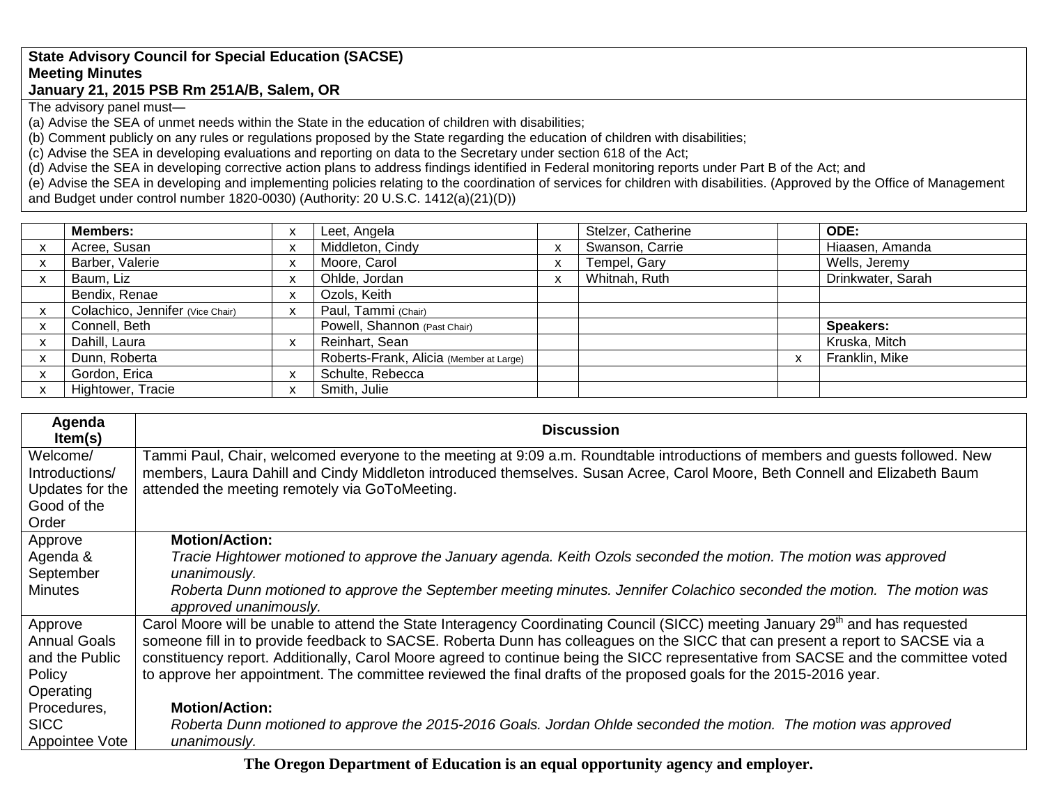**State Advisory Council for Special Education (SACSE)**
**Meeting Minutes**
**January 21, 2015 PSB Rm 251A/B, Salem, OR**

The advisory panel must—

(a) Advise the SEA of unmet needs within the State in the education of children with disabilities;

(b) Comment publicly on any rules or regulations proposed by the State regarding the education of children with disabilities;

(c) Advise the SEA in developing evaluations and reporting on data to the Secretary under section 618 of the Act;

(d) Advise the SEA in developing corrective action plans to address findings identified in Federal monitoring reports under Part B of the Act; and

(e) Advise the SEA in developing and implementing policies relating to the coordination of services for children with disabilities. (Approved by the Office of Management and Budget under control number 1820-0030) (Authority: 20 U.S.C. 1412(a)(21)(D))

| | **Members:** | x | Leet, Angela | | Stelzer, Catherine | | **ODE:** |
|---|---|---|---|---|---|---|---|
| x | Acree, Susan | x | Middleton, Cindy | x | Swanson, Carrie | | Hiaasen, Amanda |
| x | Barber, Valerie | x | Moore, Carol | x | Tempel, Gary | | Wells, Jeremy |
| x | Baum, Liz | x | Ohlde, Jordan | x | Whitnah, Ruth | | Drinkwater, Sarah |
| | Bendix, Renae | x | Ozols, Keith | | | | |
| x | Colachico, Jennifer (Vice Chair) | x | Paul, Tammi (Chair) | | | | |
| x | Connell, Beth | | Powell, Shannon (Past Chair) | | | | **Speakers:** |
| x | Dahill, Laura | x | Reinhart, Sean | | | | Kruska, Mitch |
| x | Dunn, Roberta | | Roberts-Frank, Alicia (Member at Large) | | | x | Franklin, Mike |
| x | Gordon, Erica | x | Schulte, Rebecca | | | | |
| x | Hightower, Tracie | x | Smith, Julie | | | | |

| Agenda Item(s) | Discussion |
|---|---|
| Welcome/ Introductions/ Updates for the Good of the Order | Tammi Paul, Chair, welcomed everyone to the meeting at 9:09 a.m. Roundtable introductions of members and guests followed. New members, Laura Dahill and Cindy Middleton introduced themselves. Susan Acree, Carol Moore, Beth Connell and Elizabeth Baum attended the meeting remotely via GoToMeeting. |
| Approve Agenda & September Minutes | **Motion/Action:** *Tracie Hightower motioned to approve the January agenda. Keith Ozols seconded the motion. The motion was approved unanimously.* *Roberta Dunn motioned to approve the September meeting minutes. Jennifer Colachico seconded the motion. The motion was approved unanimously.* |
| Approve Annual Goals and the Public Policy Operating Procedures, SICC Appointee Vote | Carol Moore will be unable to attend the State Interagency Coordinating Council (SICC) meeting January 29th and has requested someone fill in to provide feedback to SACSE. Roberta Dunn has colleagues on the SICC that can present a report to SACSE via a constituency report. Additionally, Carol Moore agreed to continue being the SICC representative from SACSE and the committee voted to approve her appointment. The committee reviewed the final drafts of the proposed goals for the 2015-2016 year. **Motion/Action:** *Roberta Dunn motioned to approve the 2015-2016 Goals. Jordan Ohlde seconded the motion. The motion was approved unanimously.* |

**The Oregon Department of Education is an equal opportunity agency and employer.**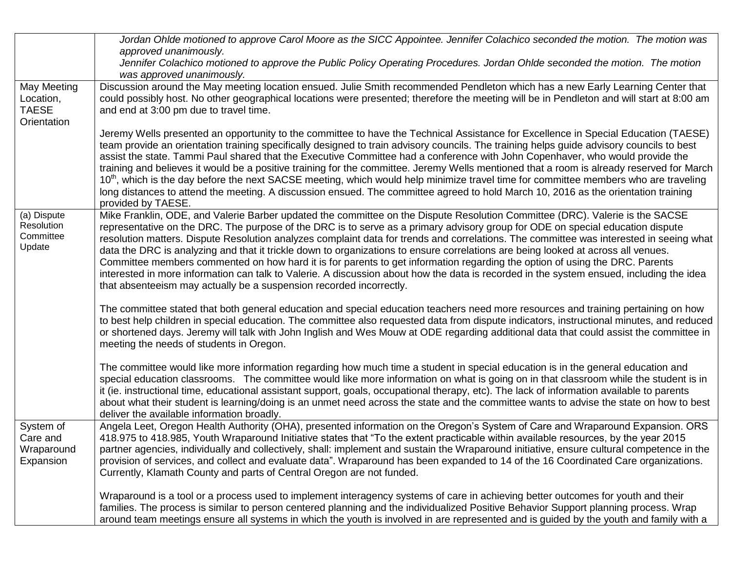| | |
|---|---|
| | *Jordan Ohlde motioned to approve Carol Moore as the SICC Appointee. Jennifer Colachico seconded the motion. The motion was approved unanimously.*<br>*Jennifer Colachico motioned to approve the Public Policy Operating Procedures. Jordan Ohlde seconded the motion. The motion was approved unanimously.* |
| May Meeting Location, TAESE Orientation | Discussion around the May meeting location ensued. Julie Smith recommended Pendleton which has a new Early Learning Center that could possibly host. No other geographical locations were presented; therefore the meeting will be in Pendleton and will start at 8:00 am and end at 3:00 pm due to travel time.<br><br>Jeremy Wells presented an opportunity to the committee to have the Technical Assistance for Excellence in Special Education (TAESE) team provide an orientation training specifically designed to train advisory councils. The training helps guide advisory councils to best assist the state. Tammi Paul shared that the Executive Committee had a conference with John Copenhaver, who would provide the training and believes it would be a positive training for the committee. Jeremy Wells mentioned that a room is already reserved for March 10th, which is the day before the next SACSE meeting, which would help minimize travel time for committee members who are traveling long distances to attend the meeting. A discussion ensued. The committee agreed to hold March 10, 2016 as the orientation training provided by TAESE. |
| (a) Dispute Resolution Committee Update | Mike Franklin, ODE, and Valerie Barber updated the committee on the Dispute Resolution Committee (DRC). Valerie is the SACSE representative on the DRC. The purpose of the DRC is to serve as a primary advisory group for ODE on special education dispute resolution matters. Dispute Resolution analyzes complaint data for trends and correlations. The committee was interested in seeing what data the DRC is analyzing and that it trickle down to organizations to ensure correlations are being looked at across all venues. Committee members commented on how hard it is for parents to get information regarding the option of using the DRC. Parents interested in more information can talk to Valerie. A discussion about how the data is recorded in the system ensued, including the idea that absenteeism may actually be a suspension recorded incorrectly.<br><br>The committee stated that both general education and special education teachers need more resources and training pertaining on how to best help children in special education. The committee also requested data from dispute indicators, instructional minutes, and reduced or shortened days. Jeremy will talk with John Inglish and Wes Mouw at ODE regarding additional data that could assist the committee in meeting the needs of students in Oregon.<br><br>The committee would like more information regarding how much time a student in special education is in the general education and special education classrooms. The committee would like more information on what is going on in that classroom while the student is in it (ie. instructional time, educational assistant support, goals, occupational therapy, etc). The lack of information available to parents about what their student is learning/doing is an unmet need across the state and the committee wants to advise the state on how to best deliver the available information broadly. |
| System of Care and Wraparound Expansion | Angela Leet, Oregon Health Authority (OHA), presented information on the Oregon's System of Care and Wraparound Expansion. ORS 418.975 to 418.985, Youth Wraparound Initiative states that "To the extent practicable within available resources, by the year 2015 partner agencies, individually and collectively, shall: implement and sustain the Wraparound initiative, ensure cultural competence in the provision of services, and collect and evaluate data". Wraparound has been expanded to 14 of the 16 Coordinated Care organizations. Currently, Klamath County and parts of Central Oregon are not funded.<br><br>Wraparound is a tool or a process used to implement interagency systems of care in achieving better outcomes for youth and their families. The process is similar to person centered planning and the individualized Positive Behavior Support planning process. Wrap around team meetings ensure all systems in which the youth is involved in are represented and is guided by the youth and family with a |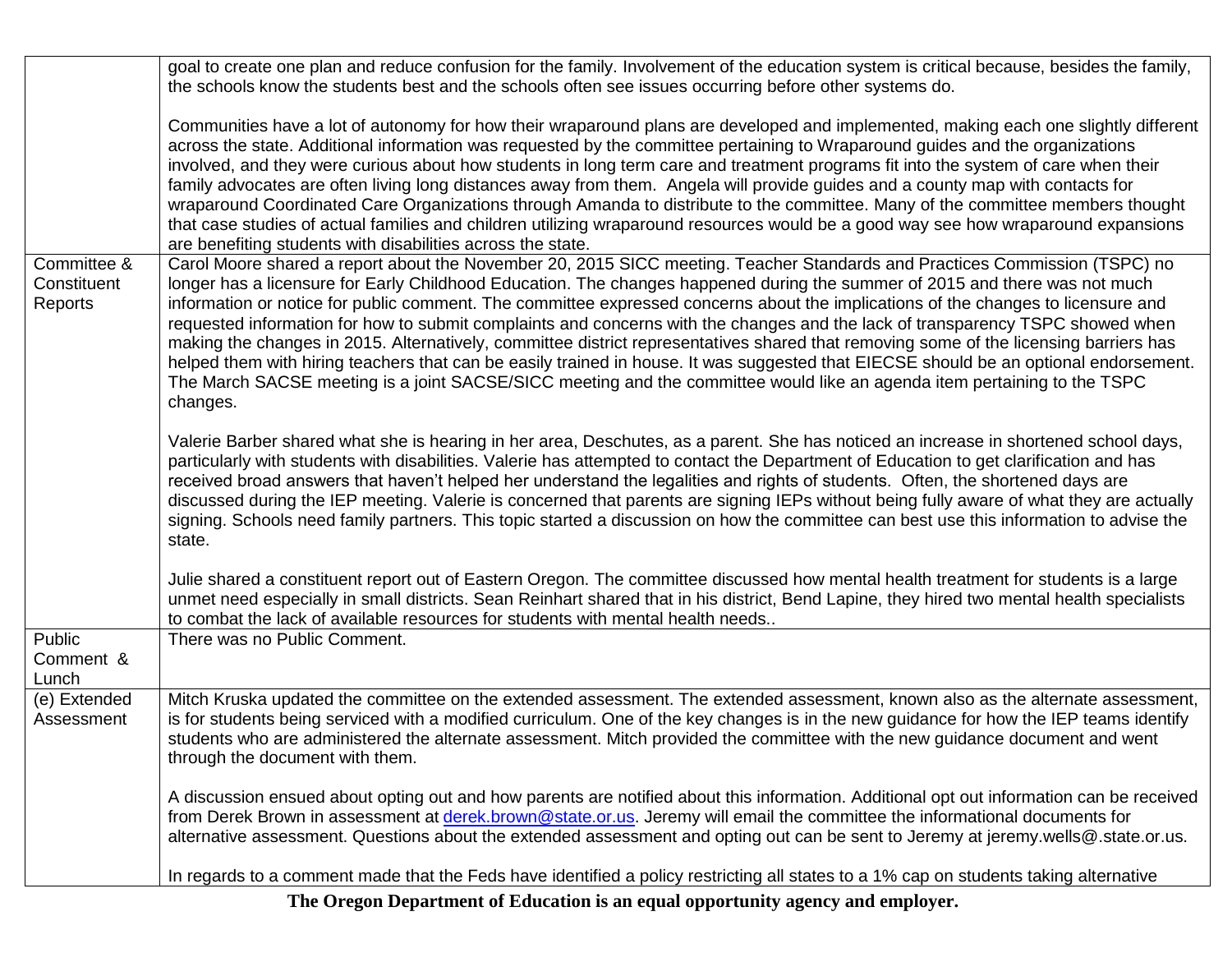| | |
|---|---|
| | goal to create one plan and reduce confusion for the family. Involvement of the education system is critical because, besides the family, the schools know the students best and the schools often see issues occurring before other systems do.<br><br>Communities have a lot of autonomy for how their wraparound plans are developed and implemented, making each one slightly different across the state. Additional information was requested by the committee pertaining to Wraparound guides and the organizations involved, and they were curious about how students in long term care and treatment programs fit into the system of care when their family advocates are often living long distances away from them. Angela will provide guides and a county map with contacts for wraparound Coordinated Care Organizations through Amanda to distribute to the committee. Many of the committee members thought that case studies of actual families and children utilizing wraparound resources would be a good way see how wraparound expansions are benefiting students with disabilities across the state. |
| Committee & Constituent Reports | Carol Moore shared a report about the November 20, 2015 SICC meeting. Teacher Standards and Practices Commission (TSPC) no longer has a licensure for Early Childhood Education. The changes happened during the summer of 2015 and there was not much information or notice for public comment. The committee expressed concerns about the implications of the changes to licensure and requested information for how to submit complaints and concerns with the changes and the lack of transparency TSPC showed when making the changes in 2015. Alternatively, committee district representatives shared that removing some of the licensing barriers has helped them with hiring teachers that can be easily trained in house. It was suggested that EIECSE should be an optional endorsement. The March SACSE meeting is a joint SACSE/SICC meeting and the committee would like an agenda item pertaining to the TSPC changes.<br><br>Valerie Barber shared what she is hearing in her area, Deschutes, as a parent. She has noticed an increase in shortened school days, particularly with students with disabilities. Valerie has attempted to contact the Department of Education to get clarification and has received broad answers that haven't helped her understand the legalities and rights of students. Often, the shortened days are discussed during the IEP meeting. Valerie is concerned that parents are signing IEPs without being fully aware of what they are actually signing. Schools need family partners. This topic started a discussion on how the committee can best use this information to advise the state.<br><br>Julie shared a constituent report out of Eastern Oregon. The committee discussed how mental health treatment for students is a large unmet need especially in small districts. Sean Reinhart shared that in his district, Bend Lapine, they hired two mental health specialists to combat the lack of available resources for students with mental health needs.. |
| Public Comment & Lunch | There was no Public Comment. |
| (e) Extended Assessment | Mitch Kruska updated the committee on the extended assessment. The extended assessment, known also as the alternate assessment, is for students being serviced with a modified curriculum. One of the key changes is in the new guidance for how the IEP teams identify students who are administered the alternate assessment. Mitch provided the committee with the new guidance document and went through the document with them.<br><br>A discussion ensued about opting out and how parents are notified about this information. Additional opt out information can be received from Derek Brown in assessment at derek.brown@state.or.us. Jeremy will email the committee the informational documents for alternative assessment. Questions about the extended assessment and opting out can be sent to Jeremy at jeremy.wells@.state.or.us.<br><br>In regards to a comment made that the Feds have identified a policy restricting all states to a 1% cap on students taking alternative |

**The Oregon Department of Education is an equal opportunity agency and employer.**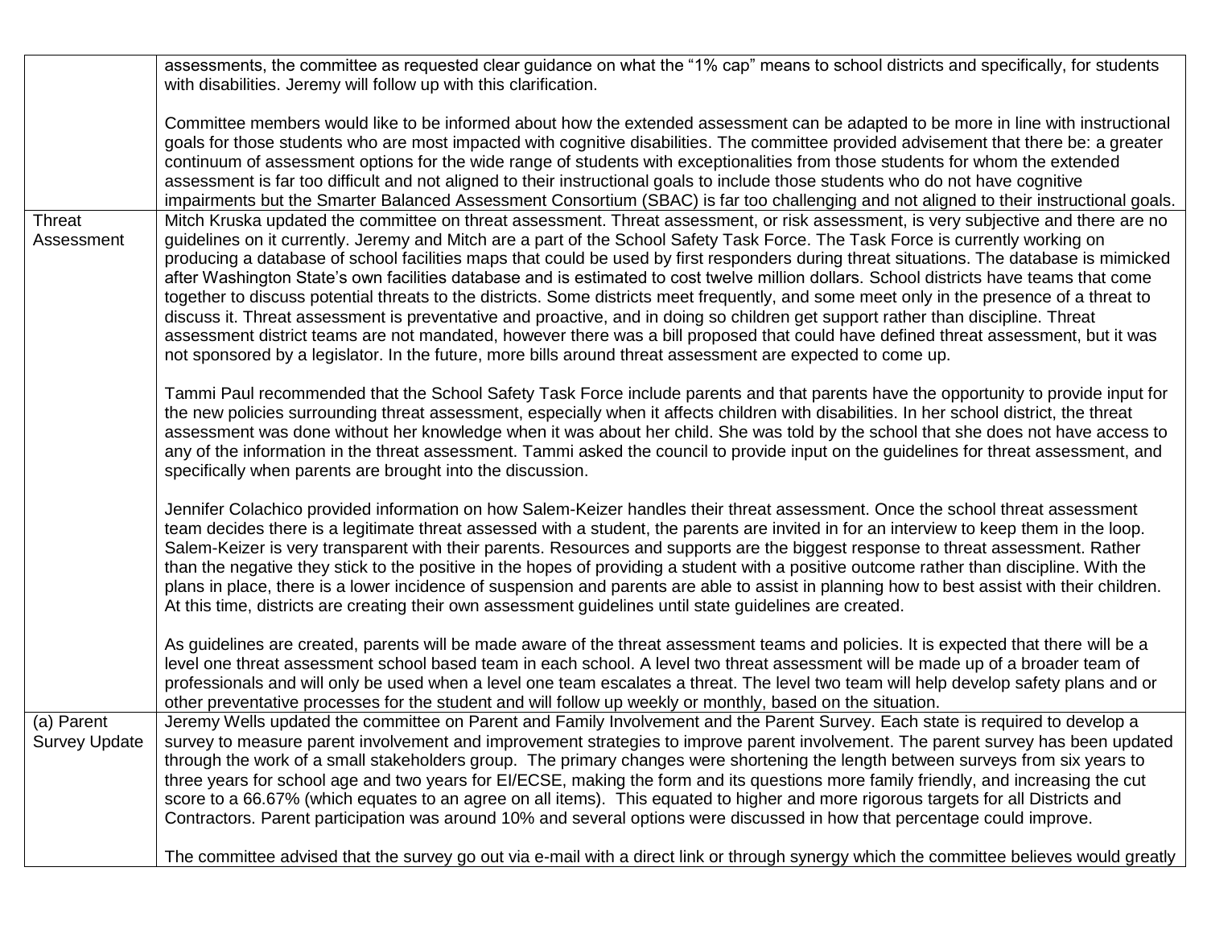| | |
|---|---|
| | assessments, the committee as requested clear guidance on what the "1% cap" means to school districts and specifically, for students with disabilities. Jeremy will follow up with this clarification.<br><br>Committee members would like to be informed about how the extended assessment can be adapted to be more in line with instructional goals for those students who are most impacted with cognitive disabilities. The committee provided advisement that there be: a greater continuum of assessment options for the wide range of students with exceptionalities from those students for whom the extended assessment is far too difficult and not aligned to their instructional goals to include those students who do not have cognitive impairments but the Smarter Balanced Assessment Consortium (SBAC) is far too challenging and not aligned to their instructional goals. |
| Threat Assessment | Mitch Kruska updated the committee on threat assessment. Threat assessment, or risk assessment, is very subjective and there are no guidelines on it currently. Jeremy and Mitch are a part of the School Safety Task Force. The Task Force is currently working on producing a database of school facilities maps that could be used by first responders during threat situations. The database is mimicked after Washington State's own facilities database and is estimated to cost twelve million dollars. School districts have teams that come together to discuss potential threats to the districts. Some districts meet frequently, and some meet only in the presence of a threat to discuss it. Threat assessment is preventative and proactive, and in doing so children get support rather than discipline. Threat assessment district teams are not mandated, however there was a bill proposed that could have defined threat assessment, but it was not sponsored by a legislator. In the future, more bills around threat assessment are expected to come up.<br><br>Tammi Paul recommended that the School Safety Task Force include parents and that parents have the opportunity to provide input for the new policies surrounding threat assessment, especially when it affects children with disabilities. In her school district, the threat assessment was done without her knowledge when it was about her child. She was told by the school that she does not have access to any of the information in the threat assessment. Tammi asked the council to provide input on the guidelines for threat assessment, and specifically when parents are brought into the discussion.<br><br>Jennifer Colachico provided information on how Salem-Keizer handles their threat assessment. Once the school threat assessment team decides there is a legitimate threat assessed with a student, the parents are invited in for an interview to keep them in the loop. Salem-Keizer is very transparent with their parents. Resources and supports are the biggest response to threat assessment. Rather than the negative they stick to the positive in the hopes of providing a student with a positive outcome rather than discipline. With the plans in place, there is a lower incidence of suspension and parents are able to assist in planning how to best assist with their children. At this time, districts are creating their own assessment guidelines until state guidelines are created.<br><br>As guidelines are created, parents will be made aware of the threat assessment teams and policies. It is expected that there will be a level one threat assessment school based team in each school. A level two threat assessment will be made up of a broader team of professionals and will only be used when a level one team escalates a threat. The level two team will help develop safety plans and or other preventative processes for the student and will follow up weekly or monthly, based on the situation. |
| (a) Parent Survey Update | Jeremy Wells updated the committee on Parent and Family Involvement and the Parent Survey. Each state is required to develop a survey to measure parent involvement and improvement strategies to improve parent involvement. The parent survey has been updated through the work of a small stakeholders group. The primary changes were shortening the length between surveys from six years to three years for school age and two years for EI/ECSE, making the form and its questions more family friendly, and increasing the cut score to a 66.67% (which equates to an agree on all items). This equated to higher and more rigorous targets for all Districts and Contractors. Parent participation was around 10% and several options were discussed in how that percentage could improve.<br><br>The committee advised that the survey go out via e-mail with a direct link or through synergy which the committee believes would greatly |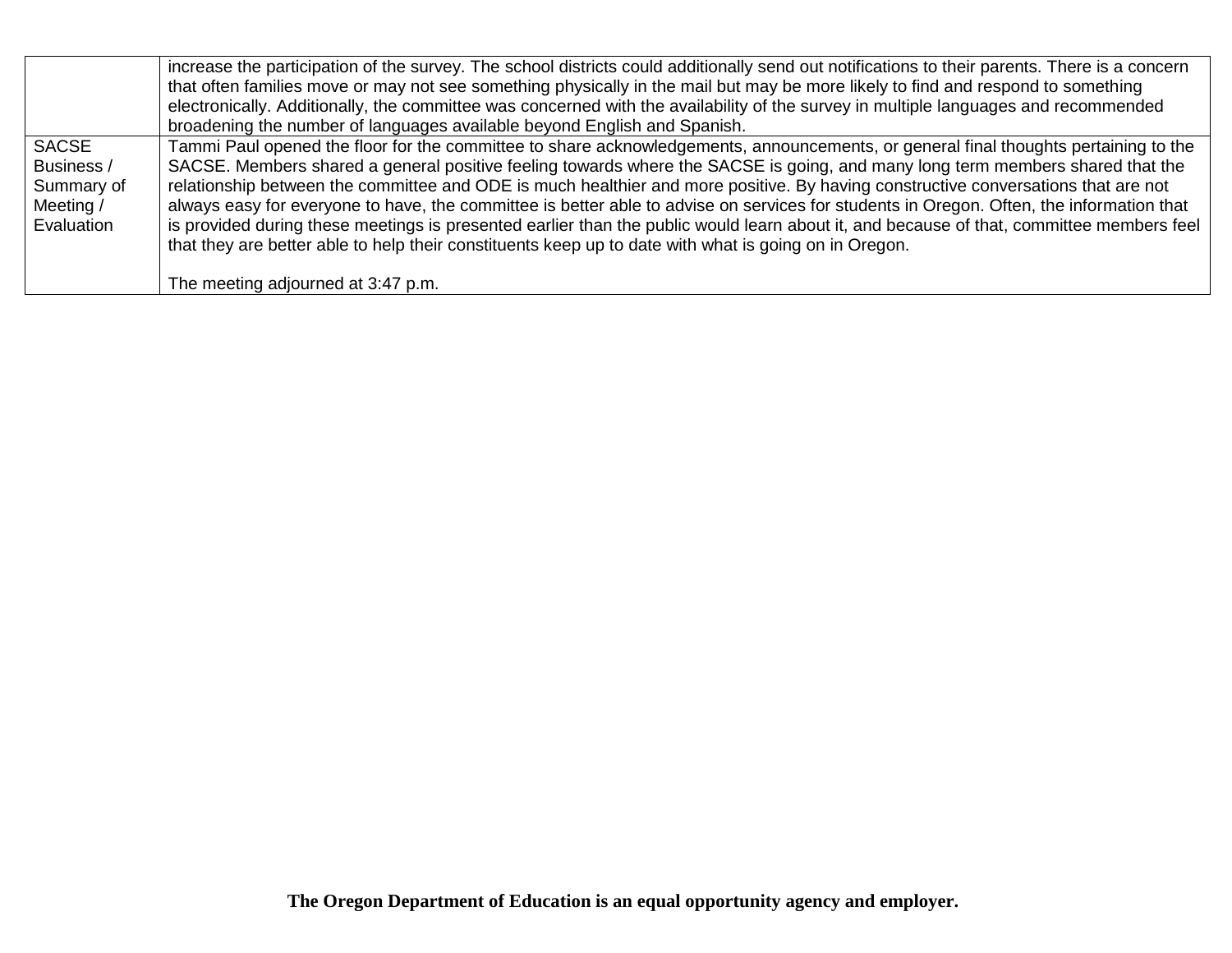| | |
|---|---|
| | increase the participation of the survey. The school districts could additionally send out notifications to their parents. There is a concern that often families move or may not see something physically in the mail but may be more likely to find and respond to something electronically. Additionally, the committee was concerned with the availability of the survey in multiple languages and recommended broadening the number of languages available beyond English and Spanish. |
| SACSE Business / Summary of Meeting / Evaluation | Tammi Paul opened the floor for the committee to share acknowledgements, announcements, or general final thoughts pertaining to the SACSE. Members shared a general positive feeling towards where the SACSE is going, and many long term members shared that the relationship between the committee and ODE is much healthier and more positive. By having constructive conversations that are not always easy for everyone to have, the committee is better able to advise on services for students in Oregon. Often, the information that is provided during these meetings is presented earlier than the public would learn about it, and because of that, committee members feel that they are better able to help their constituents keep up to date with what is going on in Oregon.<br><br>The meeting adjourned at 3:47 p.m. |

**The Oregon Department of Education is an equal opportunity agency and employer.**